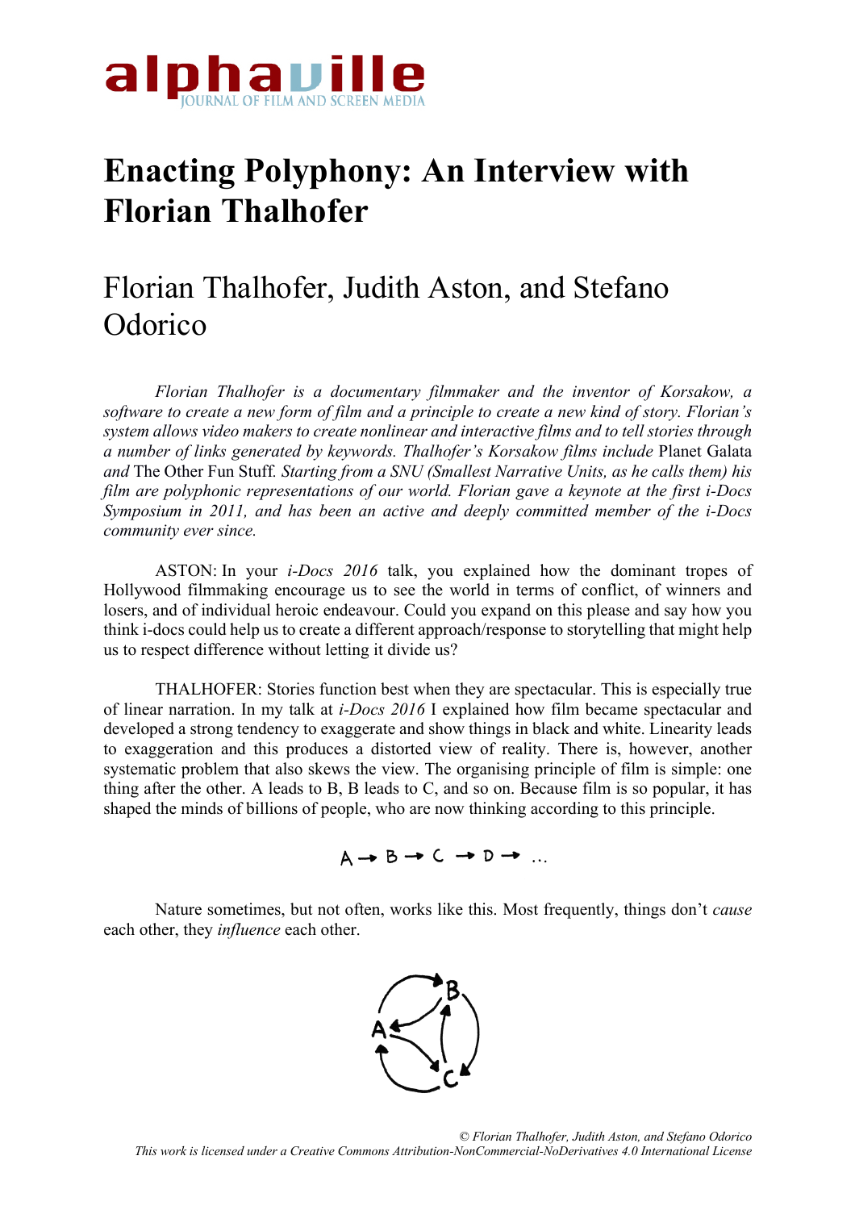# Enacting Polyphony: An Interview with Florian Thalhofer

## Florian Thalhofer, Judith Aston, and Stefano Odorico

*Florian Thalhofer is a documentary filmmaker and the inventor of Korsakow, a software to create a new form of film and a principle to create a new kind of story. Florian's system allows video makers to create nonlinear and interactive films and to tell stories through a number of links generated by keywords. Thalhofer's Korsakow films include* Planet Galata *and* The Other Fun Stuff. *Starting from a SNU (Smallest Narrative Units, as he calls them) his film are polyphonic representations of our world. Florian gave a keynote at the first i-Docs Symposium in 2011, and has been an active and deeply committed member of the i-Docs community ever since.*

ASTON: In your *i-Docs 2016* talk, you explained how the dominant tropes of Hollywood filmmaking encourage us to see the world in terms of conflict, of winners and losers, and of individual heroic endeavour. Could you expand on this please and say how you think i-docs could help us to create a different approach/response to storytelling that might help us to respect difference without letting it divide us?

THALHOFER: Stories function best when they are spectacular. This is especially true of linear narration. In my talk at *i-Docs 2016* I explained how film became spectacular and developed a strong tendency to exaggerate and show things in black and white. Linearity leads to exaggeration and this produces a distorted view of reality. There is, however, another systematic problem that also skews the view. The organising principle of film is simple: one thing after the other. A leads to B, B leads to C, and so on. Because film is so popular, it has shaped the minds of billions of people, who are now thinking according to this principle.

A → B → C → D → …

Nature sometimes, but not often, works like this. Most frequently, things don't *cause* each other, they *influence* each other.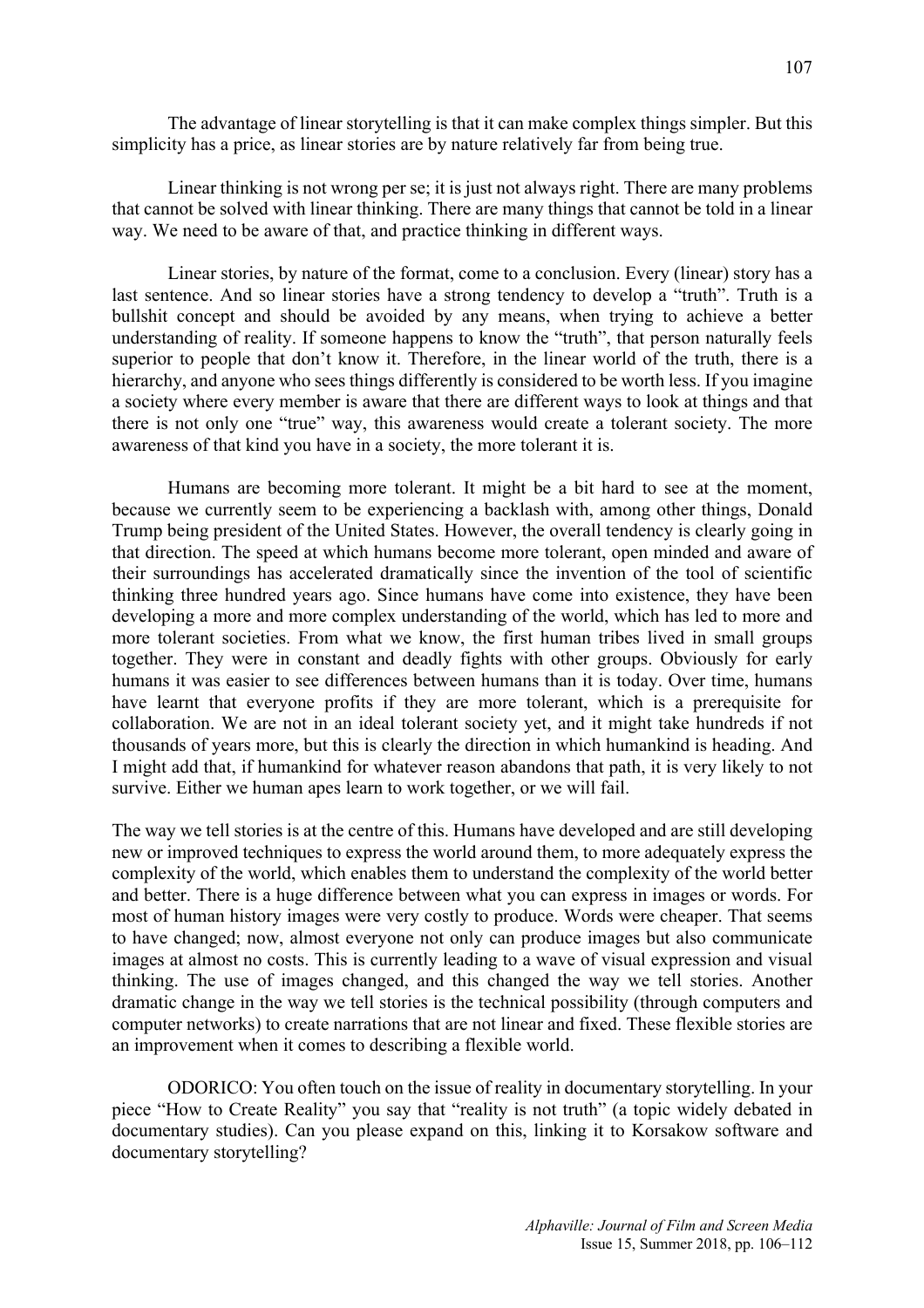The advantage of linear storytelling is that it can make complex things simpler. But this simplicity has a price, as linear stories are by nature relatively far from being true.

Linear thinking is not wrong per se; it is just not always right. There are many problems that cannot be solved with linear thinking. There are many things that cannot be told in a linear way. We need to be aware of that, and practice thinking in different ways.

Linear stories, by nature of the format, come to a conclusion. Every (linear) story has a last sentence. And so linear stories have a strong tendency to develop a "truth". Truth is a bullshit concept and should be avoided by any means, when trying to achieve a better understanding of reality. If someone happens to know the "truth", that person naturally feels superior to people that don't know it. Therefore, in the linear world of the truth, there is a hierarchy, and anyone who sees things differently is considered to be worth less. If you imagine a society where every member is aware that there are different ways to look at things and that there is not only one "true" way, this awareness would create a tolerant society. The more awareness of that kind you have in a society, the more tolerant it is.

Humans are becoming more tolerant. It might be a bit hard to see at the moment, because we currently seem to be experiencing a backlash with, among other things, Donald Trump being president of the United States. However, the overall tendency is clearly going in that direction. The speed at which humans become more tolerant, open minded and aware of their surroundings has accelerated dramatically since the invention of the tool of scientific thinking three hundred years ago. Since humans have come into existence, they have been developing a more and more complex understanding of the world, which has led to more and more tolerant societies. From what we know, the first human tribes lived in small groups together. They were in constant and deadly fights with other groups. Obviously for early humans it was easier to see differences between humans than it is today. Over time, humans have learnt that everyone profits if they are more tolerant, which is a prerequisite for collaboration. We are not in an ideal tolerant society yet, and it might take hundreds if not thousands of years more, but this is clearly the direction in which humankind is heading. And I might add that, if humankind for whatever reason abandons that path, it is very likely to not survive. Either we human apes learn to work together, or we will fail.

The way we tell stories is at the centre of this. Humans have developed and are still developing new or improved techniques to express the world around them, to more adequately express the complexity of the world, which enables them to understand the complexity of the world better and better. There is a huge difference between what you can express in images or words. For most of human history images were very costly to produce. Words were cheaper. That seems to have changed; now, almost everyone not only can produce images but also communicate images at almost no costs. This is currently leading to a wave of visual expression and visual thinking. The use of images changed, and this changed the way we tell stories. Another dramatic change in the way we tell stories is the technical possibility (through computers and computer networks) to create narrations that are not linear and fixed. These flexible stories are an improvement when it comes to describing a flexible world.

ODORICO: You often touch on the issue of reality in documentary storytelling. In your piece "How to Create Reality" you say that "reality is not truth" (a topic widely debated in documentary studies). Can you please expand on this, linking it to Korsakow software and documentary storytelling?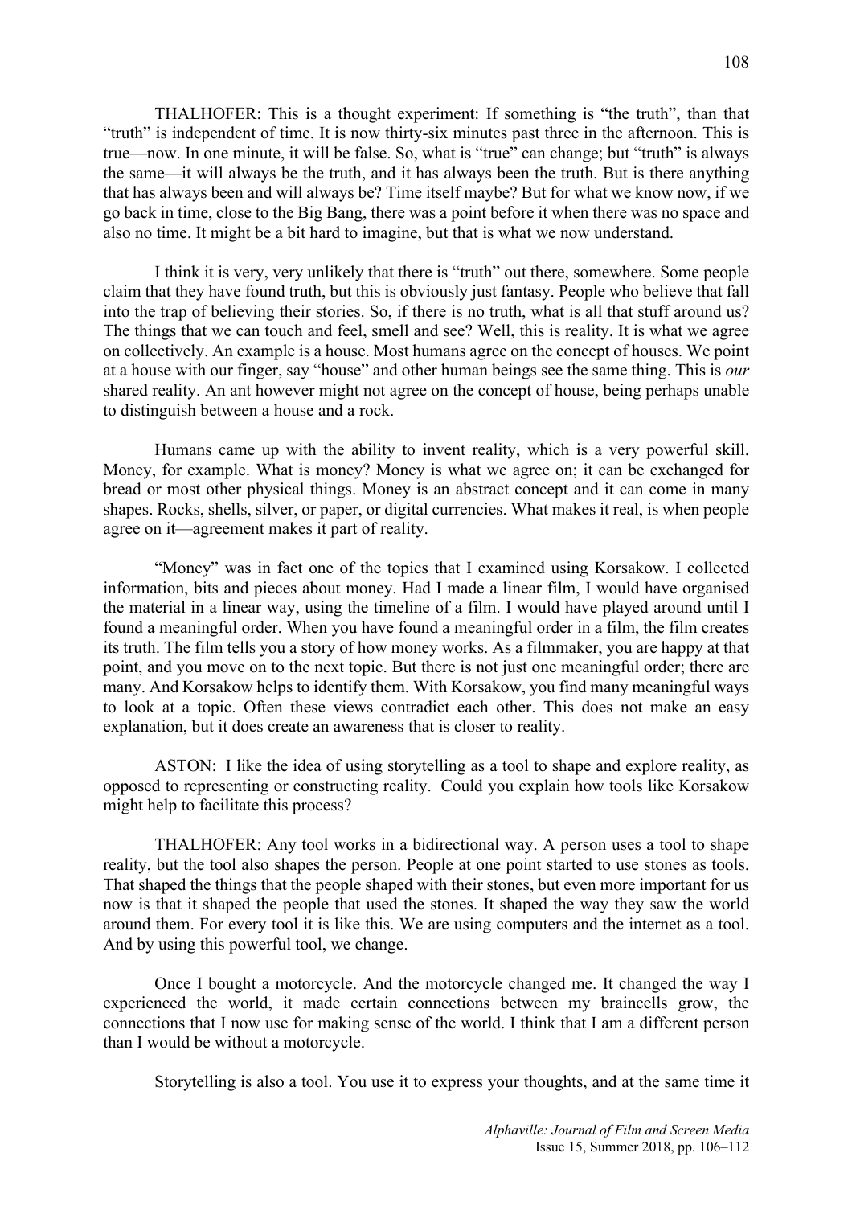THALHOFER: This is a thought experiment: If something is "the truth", than that "truth" is independent of time. It is now thirty-six minutes past three in the afternoon. This is true—now. In one minute, it will be false. So, what is "true" can change; but "truth" is always the same—it will always be the truth, and it has always been the truth. But is there anything that has always been and will always be? Time itself maybe? But for what we know now, if we go back in time, close to the Big Bang, there was a point before it when there was no space and also no time. It might be a bit hard to imagine, but that is what we now understand.

I think it is very, very unlikely that there is "truth" out there, somewhere. Some people claim that they have found truth, but this is obviously just fantasy. People who believe that fall into the trap of believing their stories. So, if there is no truth, what is all that stuff around us? The things that we can touch and feel, smell and see? Well, this is reality. It is what we agree on collectively. An example is a house. Most humans agree on the concept of houses. We point at a house with our finger, say "house" and other human beings see the same thing. This is *our* shared reality. An ant however might not agree on the concept of house, being perhaps unable to distinguish between a house and a rock.

Humans came up with the ability to invent reality, which is a very powerful skill. Money, for example. What is money? Money is what we agree on; it can be exchanged for bread or most other physical things. Money is an abstract concept and it can come in many shapes. Rocks, shells, silver, or paper, or digital currencies. What makes it real, is when people agree on it—agreement makes it part of reality.

"Money" was in fact one of the topics that I examined using Korsakow. I collected information, bits and pieces about money. Had I made a linear film, I would have organised the material in a linear way, using the timeline of a film. I would have played around until I found a meaningful order. When you have found a meaningful order in a film, the film creates its truth. The film tells you a story of how money works. As a filmmaker, you are happy at that point, and you move on to the next topic. But there is not just one meaningful order; there are many. And Korsakow helps to identify them. With Korsakow, you find many meaningful ways to look at a topic. Often these views contradict each other. This does not make an easy explanation, but it does create an awareness that is closer to reality.

ASTON: I like the idea of using storytelling as a tool to shape and explore reality, as opposed to representing or constructing reality. Could you explain how tools like Korsakow might help to facilitate this process?

THALHOFER: Any tool works in a bidirectional way. A person uses a tool to shape reality, but the tool also shapes the person. People at one point started to use stones as tools. That shaped the things that the people shaped with their stones, but even more important for us now is that it shaped the people that used the stones. It shaped the way they saw the world around them. For every tool it is like this. We are using computers and the internet as a tool. And by using this powerful tool, we change.

Once I bought a motorcycle. And the motorcycle changed me. It changed the way I experienced the world, it made certain connections between my braincells grow, the connections that I now use for making sense of the world. I think that I am a different person than I would be without a motorcycle.

Storytelling is also a tool. You use it to express your thoughts, and at the same time it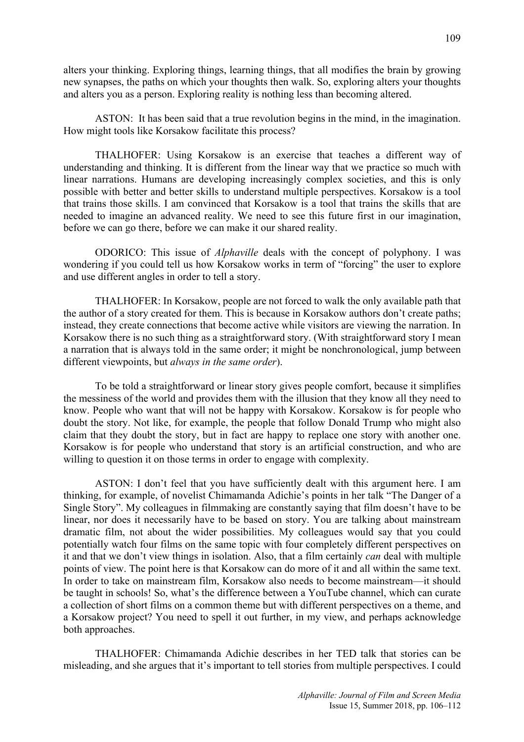alters your thinking. Exploring things, learning things, that all modifies the brain by growing new synapses, the paths on which your thoughts then walk. So, exploring alters your thoughts and alters you as a person. Exploring reality is nothing less than becoming altered.

ASTON: It has been said that a true revolution begins in the mind, in the imagination. How might tools like Korsakow facilitate this process?

THALHOFER: Using Korsakow is an exercise that teaches a different way of understanding and thinking. It is different from the linear way that we practice so much with linear narrations. Humans are developing increasingly complex societies, and this is only possible with better and better skills to understand multiple perspectives. Korsakow is a tool that trains those skills. I am convinced that Korsakow is a tool that trains the skills that are needed to imagine an advanced reality. We need to see this future first in our imagination, before we can go there, before we can make it our shared reality.

ODORICO: This issue of *Alphaville* deals with the concept of polyphony. I was wondering if you could tell us how Korsakow works in term of "forcing" the user to explore and use different angles in order to tell a story.

THALHOFER: In Korsakow, people are not forced to walk the only available path that the author of a story created for them. This is because in Korsakow authors don't create paths; instead, they create connections that become active while visitors are viewing the narration. In Korsakow there is no such thing as a straightforward story. (With straightforward story I mean a narration that is always told in the same order; it might be nonchronological, jump between different viewpoints, but *always in the same order*).

To be told a straightforward or linear story gives people comfort, because it simplifies the messiness of the world and provides them with the illusion that they know all they need to know. People who want that will not be happy with Korsakow. Korsakow is for people who doubt the story. Not like, for example, the people that follow Donald Trump who might also claim that they doubt the story, but in fact are happy to replace one story with another one. Korsakow is for people who understand that story is an artificial construction, and who are willing to question it on those terms in order to engage with complexity.

ASTON: I don't feel that you have sufficiently dealt with this argument here. I am thinking, for example, of novelist Chimamanda Adichie's points in her talk "The Danger of a Single Story". My colleagues in filmmaking are constantly saying that film doesn't have to be linear, nor does it necessarily have to be based on story. You are talking about mainstream dramatic film, not about the wider possibilities. My colleagues would say that you could potentially watch four films on the same topic with four completely different perspectives on it and that we don't view things in isolation. Also, that a film certainly *can* deal with multiple points of view. The point here is that Korsakow can do more of it and all within the same text. In order to take on mainstream film, Korsakow also needs to become mainstream—it should be taught in schools! So, what's the difference between a YouTube channel, which can curate a collection of short films on a common theme but with different perspectives on a theme, and a Korsakow project? You need to spell it out further, in my view, and perhaps acknowledge both approaches.

THALHOFER: Chimamanda Adichie describes in her TED talk that stories can be misleading, and she argues that it's important to tell stories from multiple perspectives. I could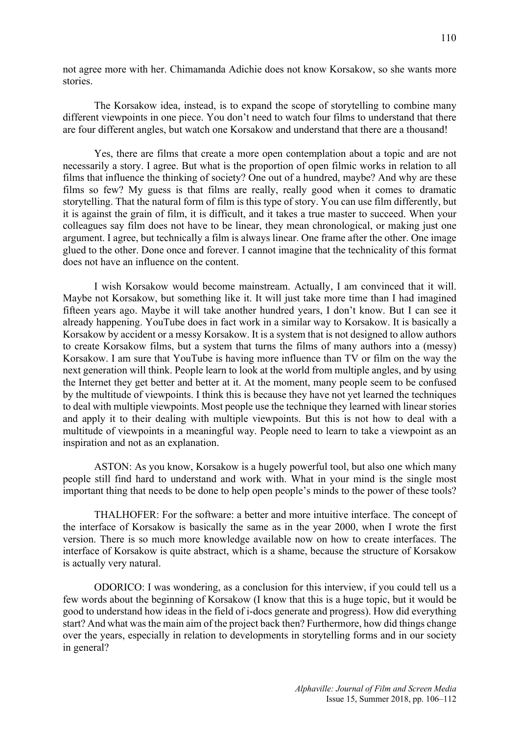not agree more with her. Chimamanda Adichie does not know Korsakow, so she wants more stories.

The Korsakow idea, instead, is to expand the scope of storytelling to combine many different viewpoints in one piece. You don't need to watch four films to understand that there are four different angles, but watch one Korsakow and understand that there are a thousand!

Yes, there are films that create a more open contemplation about a topic and are not necessarily a story. I agree. But what is the proportion of open filmic works in relation to all films that influence the thinking of society? One out of a hundred, maybe? And why are these films so few? My guess is that films are really, really good when it comes to dramatic storytelling. That the natural form of film is this type of story. You can use film differently, but it is against the grain of film, it is difficult, and it takes a true master to succeed. When your colleagues say film does not have to be linear, they mean chronological, or making just one argument. I agree, but technically a film is always linear. One frame after the other. One image glued to the other. Done once and forever. I cannot imagine that the technicality of this format does not have an influence on the content.

I wish Korsakow would become mainstream. Actually, I am convinced that it will. Maybe not Korsakow, but something like it. It will just take more time than I had imagined fifteen years ago. Maybe it will take another hundred years, I don't know. But I can see it already happening. YouTube does in fact work in a similar way to Korsakow. It is basically a Korsakow by accident or a messy Korsakow. It is a system that is not designed to allow authors to create Korsakow films, but a system that turns the films of many authors into a (messy) Korsakow. I am sure that YouTube is having more influence than TV or film on the way the next generation will think. People learn to look at the world from multiple angles, and by using the Internet they get better and better at it. At the moment, many people seem to be confused by the multitude of viewpoints. I think this is because they have not yet learned the techniques to deal with multiple viewpoints. Most people use the technique they learned with linear stories and apply it to their dealing with multiple viewpoints. But this is not how to deal with a multitude of viewpoints in a meaningful way. People need to learn to take a viewpoint as an inspiration and not as an explanation.

ASTON: As you know, Korsakow is a hugely powerful tool, but also one which many people still find hard to understand and work with. What in your mind is the single most important thing that needs to be done to help open people's minds to the power of these tools?

THALHOFER: For the software: a better and more intuitive interface. The concept of the interface of Korsakow is basically the same as in the year 2000, when I wrote the first version. There is so much more knowledge available now on how to create interfaces. The interface of Korsakow is quite abstract, which is a shame, because the structure of Korsakow is actually very natural.

ODORICO: I was wondering, as a conclusion for this interview, if you could tell us a few words about the beginning of Korsakow (I know that this is a huge topic, but it would be good to understand how ideas in the field of i-docs generate and progress). How did everything start? And what was the main aim of the project back then? Furthermore, how did things change over the years, especially in relation to developments in storytelling forms and in our society in general?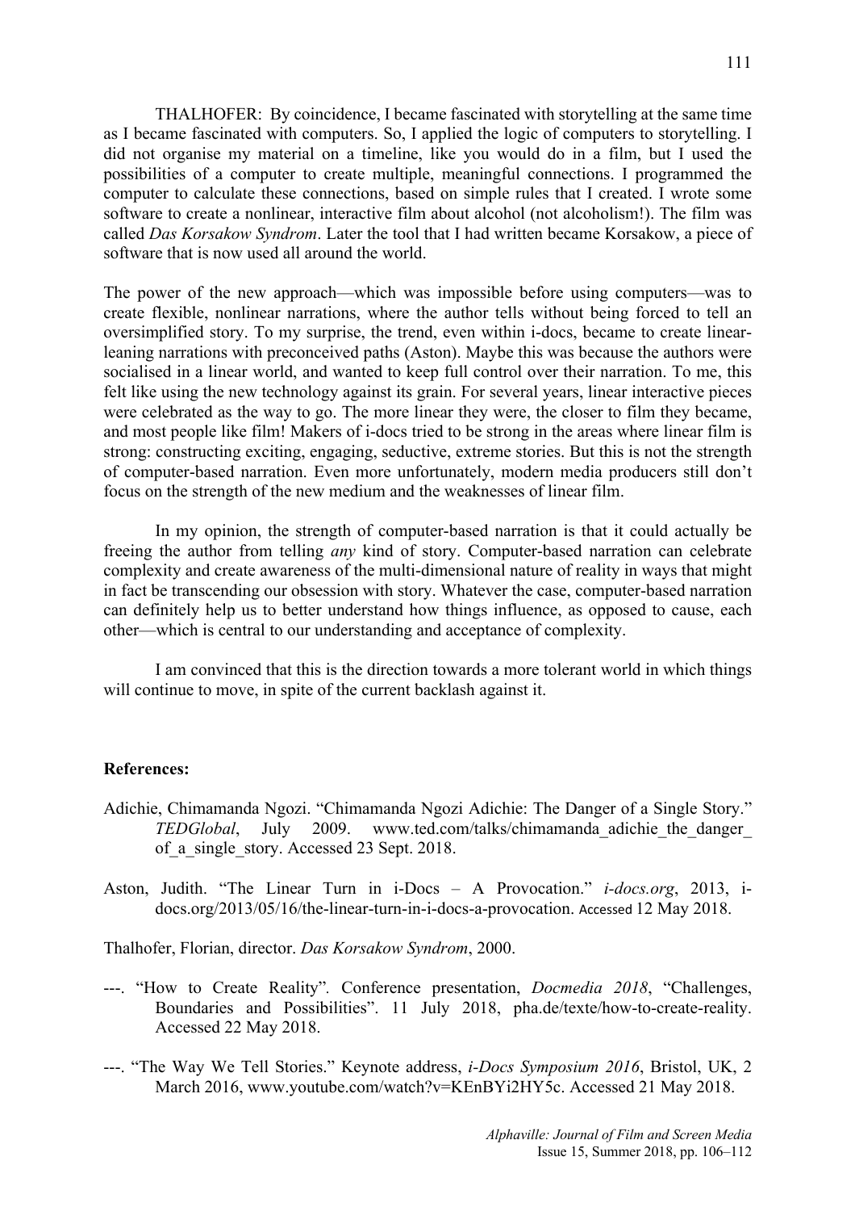THALHOFER: By coincidence, I became fascinated with storytelling at the same time as I became fascinated with computers. So, I applied the logic of computers to storytelling. I did not organise my material on a timeline, like you would do in a film, but I used the possibilities of a computer to create multiple, meaningful connections. I programmed the computer to calculate these connections, based on simple rules that I created. I wrote some software to create a nonlinear, interactive film about alcohol (not alcoholism!). The film was called *Das Korsakow Syndrom*. Later the tool that I had written became Korsakow, a piece of software that is now used all around the world.

The power of the new approach—which was impossible before using computers—was to create flexible, nonlinear narrations, where the author tells without being forced to tell an oversimplified story. To my surprise, the trend, even within i-docs, became to create linear-leaning narrations with preconceived paths (Aston). Maybe this was because the authors were socialised in a linear world, and wanted to keep full control over their narration. To me, this felt like using the new technology against its grain. For several years, linear interactive pieces were celebrated as the way to go. The more linear they were, the closer to film they became, and most people like film! Makers of i-docs tried to be strong in the areas where linear film is strong: constructing exciting, engaging, seductive, extreme stories. But this is not the strength of computer-based narration. Even more unfortunately, modern media producers still don't focus on the strength of the new medium and the weaknesses of linear film.

In my opinion, the strength of computer-based narration is that it could actually be freeing the author from telling *any* kind of story. Computer-based narration can celebrate complexity and create awareness of the multi-dimensional nature of reality in ways that might in fact be transcending our obsession with story. Whatever the case, computer-based narration can definitely help us to better understand how things influence, as opposed to cause, each other—which is central to our understanding and acceptance of complexity.

I am convinced that this is the direction towards a more tolerant world in which things will continue to move, in spite of the current backlash against it.

**References:**

Adichie, Chimamanda Ngozi. "Chimamanda Ngozi Adichie: The Danger of a Single Story." *TEDGlobal*, July 2009. www.ted.com/talks/chimamanda_adichie_the_danger_of_a_single_story. Accessed 23 Sept. 2018.

Aston, Judith. "The Linear Turn in i-Docs – A Provocation." *i-docs.org*, 2013, i-docs.org/2013/05/16/the-linear-turn-in-i-docs-a-provocation. Accessed 12 May 2018.

Thalhofer, Florian, director. *Das Korsakow Syndrom*, 2000.

---. "How to Create Reality". Conference presentation, *Docmedia 2018*, "Challenges, Boundaries and Possibilities". 11 July 2018, pha.de/texte/how-to-create-reality. Accessed 22 May 2018.

---. "The Way We Tell Stories." Keynote address, *i-Docs Symposium 2016*, Bristol, UK, 2 March 2016, www.youtube.com/watch?v=KEnBYi2HY5c. Accessed 21 May 2018.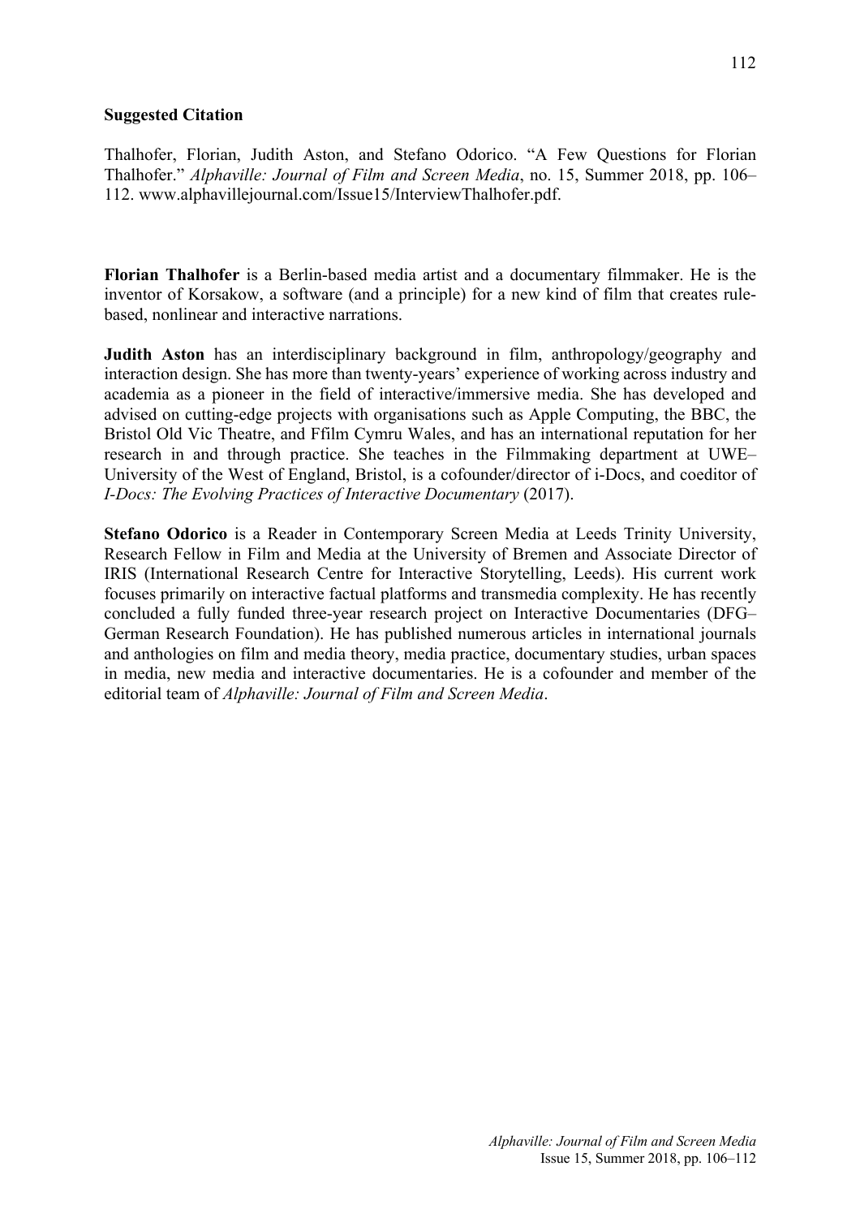**Suggested Citation**

Thalhofer, Florian, Judith Aston, and Stefano Odorico. "A Few Questions for Florian Thalhofer." *Alphaville: Journal of Film and Screen Media*, no. 15, Summer 2018, pp. 106–112. www.alphavillejournal.com/Issue15/InterviewThalhofer.pdf.

**Florian Thalhofer** is a Berlin-based media artist and a documentary filmmaker. He is the inventor of Korsakow, a software (and a principle) for a new kind of film that creates rule-based, nonlinear and interactive narrations.

**Judith Aston** has an interdisciplinary background in film, anthropology/geography and interaction design. She has more than twenty-years' experience of working across industry and academia as a pioneer in the field of interactive/immersive media. She has developed and advised on cutting-edge projects with organisations such as Apple Computing, the BBC, the Bristol Old Vic Theatre, and Ffilm Cymru Wales, and has an international reputation for her research in and through practice. She teaches in the Filmmaking department at UWE–University of the West of England, Bristol, is a cofounder/director of i-Docs, and coeditor of *I-Docs: The Evolving Practices of Interactive Documentary* (2017).

**Stefano Odorico** is a Reader in Contemporary Screen Media at Leeds Trinity University, Research Fellow in Film and Media at the University of Bremen and Associate Director of IRIS (International Research Centre for Interactive Storytelling, Leeds). His current work focuses primarily on interactive factual platforms and transmedia complexity. He has recently concluded a fully funded three-year research project on Interactive Documentaries (DFG–German Research Foundation). He has published numerous articles in international journals and anthologies on film and media theory, media practice, documentary studies, urban spaces in media, new media and interactive documentaries. He is a cofounder and member of the editorial team of *Alphaville: Journal of Film and Screen Media*.